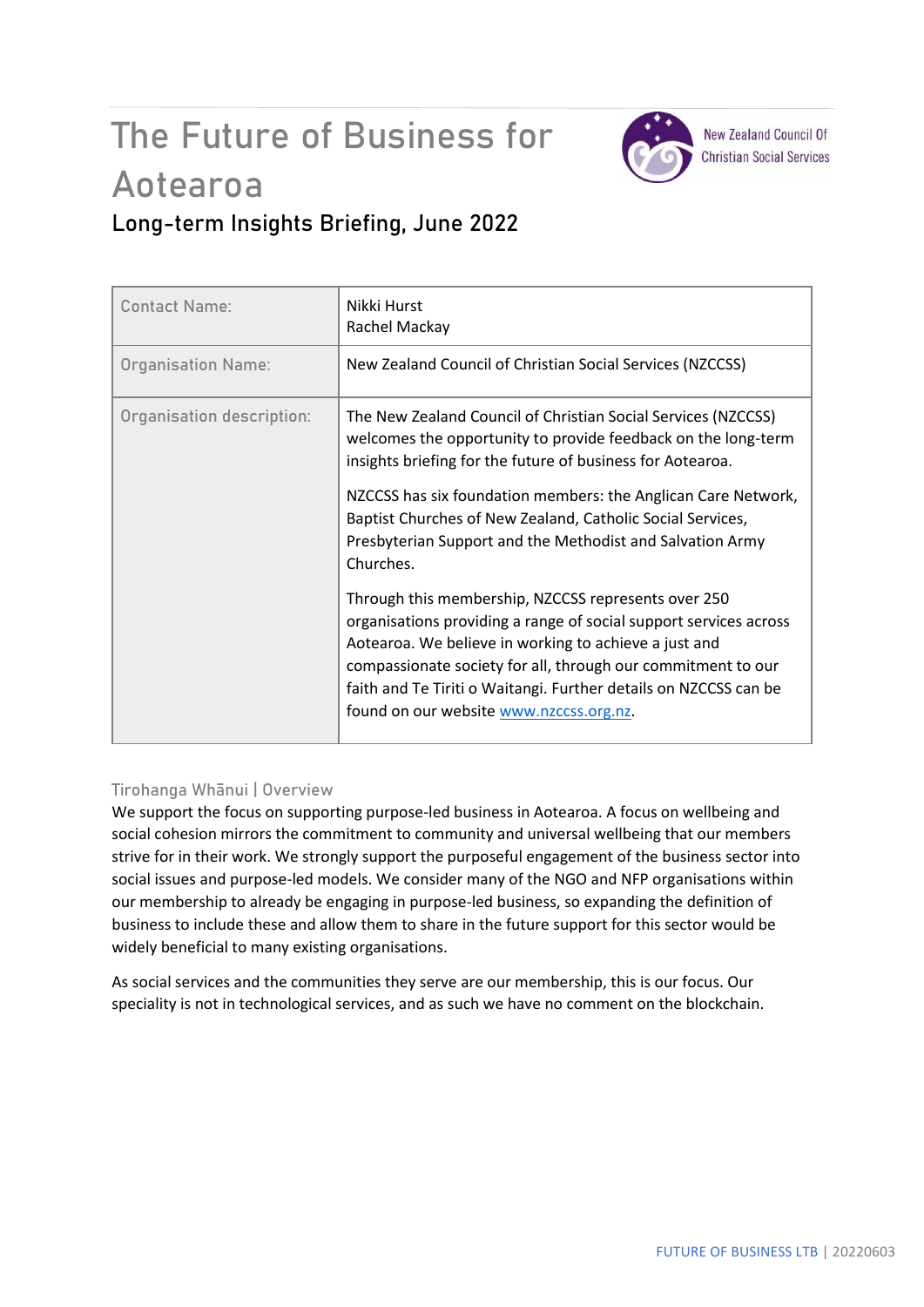# The Future of Business for Aotearoa

## Long-term Insights Briefing, June 2022

| | |
|---|---|
| Contact Name: | Nikki Hurst<br>Rachel Mackay |
| Organisation Name: | New Zealand Council of Christian Social Services (NZCCSS) |
| Organisation description: | The New Zealand Council of Christian Social Services (NZCCSS) welcomes the opportunity to provide feedback on the long-term insights briefing for the future of business for Aotearoa.<br><br>NZCCSS has six foundation members: the Anglican Care Network, Baptist Churches of New Zealand, Catholic Social Services, Presbyterian Support and the Methodist and Salvation Army Churches.<br><br>Through this membership, NZCCSS represents over 250 organisations providing a range of social support services across Aotearoa. We believe in working to achieve a just and compassionate society for all, through our commitment to our faith and Te Tiriti o Waitangi. Further details on NZCCSS can be found on our website www.nzccss.org.nz. |

### Tirohanga Whānui | Overview

We support the focus on supporting purpose-led business in Aotearoa. A focus on wellbeing and social cohesion mirrors the commitment to community and universal wellbeing that our members strive for in their work. We strongly support the purposeful engagement of the business sector into social issues and purpose-led models. We consider many of the NGO and NFP organisations within our membership to already be engaging in purpose-led business, so expanding the definition of business to include these and allow them to share in the future support for this sector would be widely beneficial to many existing organisations.

As social services and the communities they serve are our membership, this is our focus. Our speciality is not in technological services, and as such we have no comment on the blockchain.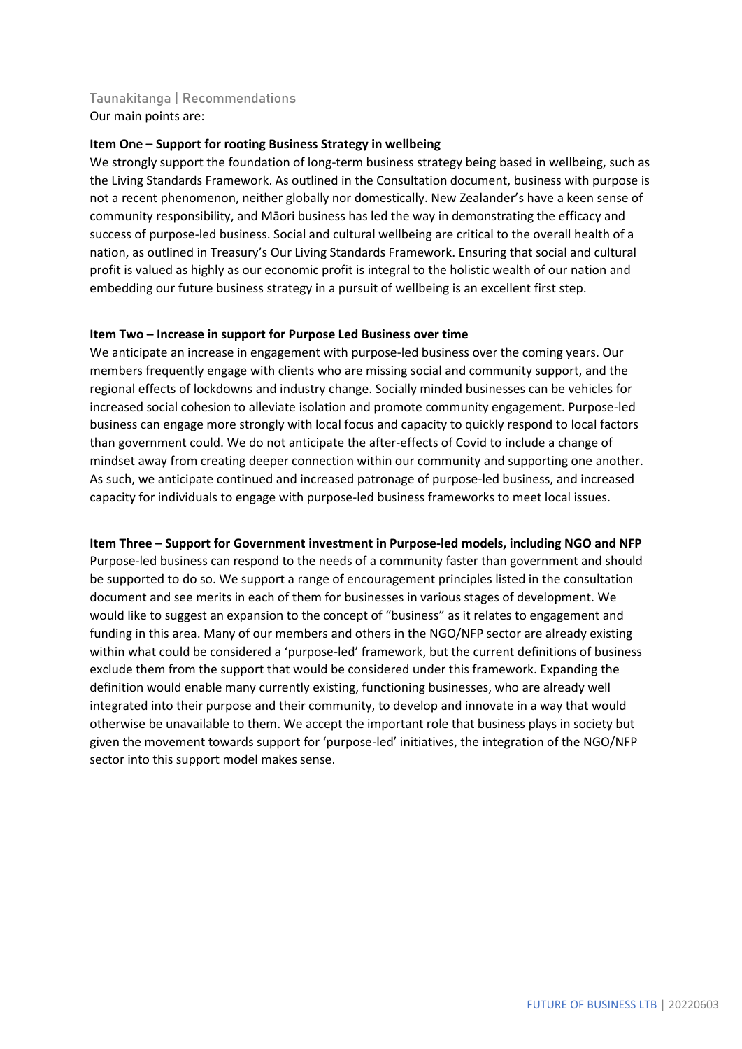## Taunakitanga | Recommendations

Our main points are:

**Item One – Support for rooting Business Strategy in wellbeing**

We strongly support the foundation of long-term business strategy being based in wellbeing, such as the Living Standards Framework. As outlined in the Consultation document, business with purpose is not a recent phenomenon, neither globally nor domestically. New Zealander's have a keen sense of community responsibility, and Māori business has led the way in demonstrating the efficacy and success of purpose-led business. Social and cultural wellbeing are critical to the overall health of a nation, as outlined in Treasury's Our Living Standards Framework. Ensuring that social and cultural profit is valued as highly as our economic profit is integral to the holistic wealth of our nation and embedding our future business strategy in a pursuit of wellbeing is an excellent first step.

**Item Two – Increase in support for Purpose Led Business over time**

We anticipate an increase in engagement with purpose-led business over the coming years. Our members frequently engage with clients who are missing social and community support, and the regional effects of lockdowns and industry change. Socially minded businesses can be vehicles for increased social cohesion to alleviate isolation and promote community engagement. Purpose-led business can engage more strongly with local focus and capacity to quickly respond to local factors than government could. We do not anticipate the after-effects of Covid to include a change of mindset away from creating deeper connection within our community and supporting one another. As such, we anticipate continued and increased patronage of purpose-led business, and increased capacity for individuals to engage with purpose-led business frameworks to meet local issues.

**Item Three – Support for Government investment in Purpose-led models, including NGO and NFP**

Purpose-led business can respond to the needs of a community faster than government and should be supported to do so. We support a range of encouragement principles listed in the consultation document and see merits in each of them for businesses in various stages of development. We would like to suggest an expansion to the concept of "business" as it relates to engagement and funding in this area. Many of our members and others in the NGO/NFP sector are already existing within what could be considered a 'purpose-led' framework, but the current definitions of business exclude them from the support that would be considered under this framework. Expanding the definition would enable many currently existing, functioning businesses, who are already well integrated into their purpose and their community, to develop and innovate in a way that would otherwise be unavailable to them. We accept the important role that business plays in society but given the movement towards support for 'purpose-led' initiatives, the integration of the NGO/NFP sector into this support model makes sense.